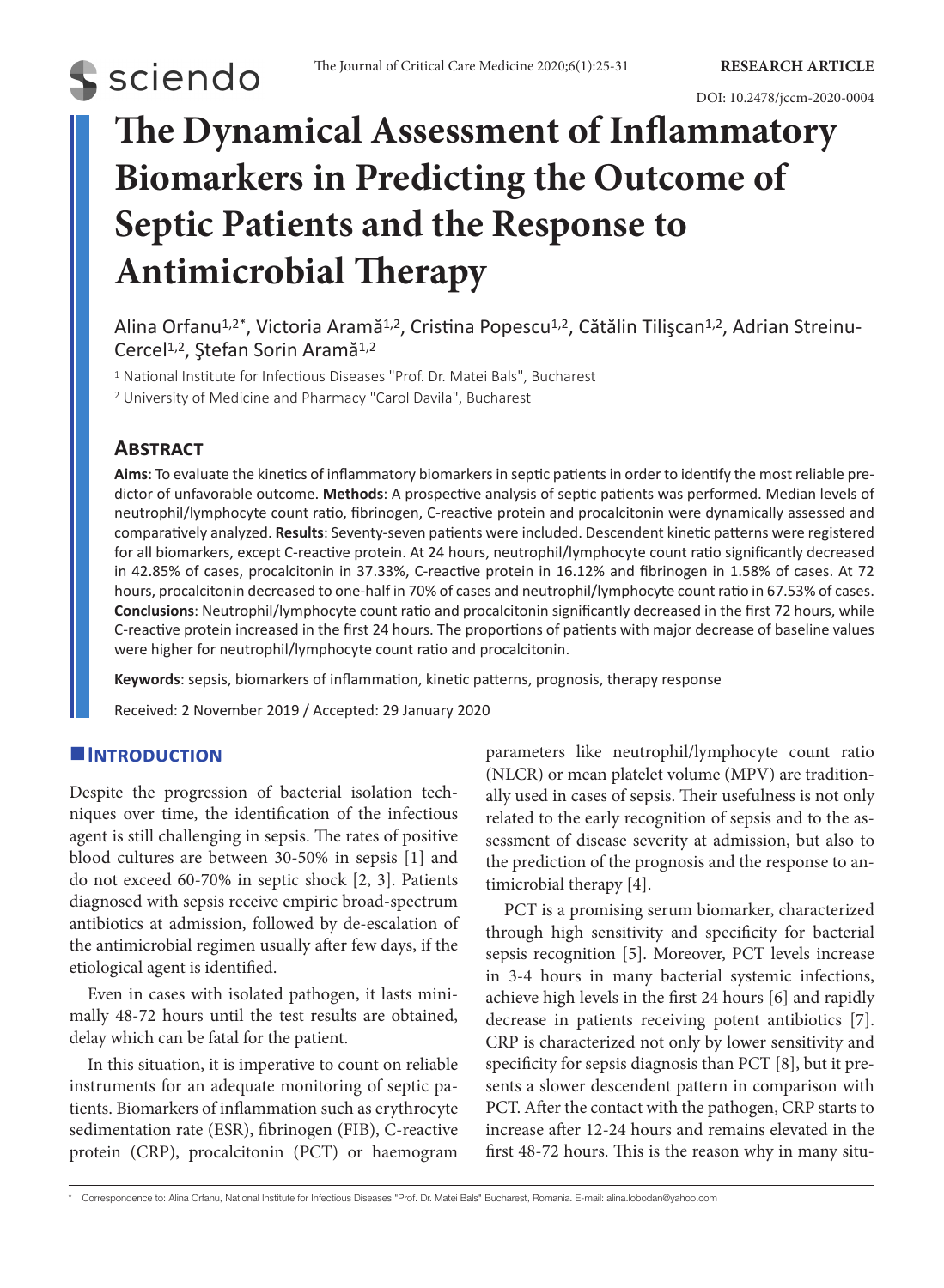RESEARCH ARTICLE

DOI: 10.2478/jccm-2020-0004

# The Dynamical Assessment of Inflammatory Biomarkers in Predicting the Outcome of Septic Patients and the Response to Antimicrobial Therapy

Alina Orfanu[1,2*], Victoria Aramă[1,2], Cristina Popescu[1,2], Cătălin Tilişcan[1,2], Adrian Streinu-Cercel[1,2], Ştefan Sorin Aramă[1,2]

[1] National Institute for Infectious Diseases "Prof. Dr. Matei Bals", Bucharest

[2] University of Medicine and Pharmacy "Carol Davila", Bucharest

## Abstract

**Aims**: To evaluate the kinetics of inflammatory biomarkers in septic patients in order to identify the most reliable predictor of unfavorable outcome. **Methods**: A prospective analysis of septic patients was performed. Median levels of neutrophil/lymphocyte count ratio, fibrinogen, C-reactive protein and procalcitonin were dynamically assessed and comparatively analyzed. **Results**: Seventy-seven patients were included. Descendent kinetic patterns were registered for all biomarkers, except C-reactive protein. At 24 hours, neutrophil/lymphocyte count ratio significantly decreased in 42.85% of cases, procalcitonin in 37.33%, C-reactive protein in 16.12% and fibrinogen in 1.58% of cases. At 72 hours, procalcitonin decreased to one-half in 70% of cases and neutrophil/lymphocyte count ratio in 67.53% of cases. **Conclusions**: Neutrophil/lymphocyte count ratio and procalcitonin significantly decreased in the first 72 hours, while C-reactive protein increased in the first 24 hours. The proportions of patients with major decrease of baseline values were higher for neutrophil/lymphocyte count ratio and procalcitonin.

**Keywords**: sepsis, biomarkers of inflammation, kinetic patterns, prognosis, therapy response

Received: 2 November 2019 / Accepted: 29 January 2020

## Introduction

Despite the progression of bacterial isolation techniques over time, the identification of the infectious agent is still challenging in sepsis. The rates of positive blood cultures are between 30-50% in sepsis [1] and do not exceed 60-70% in septic shock [2, 3]. Patients diagnosed with sepsis receive empiric broad-spectrum antibiotics at admission, followed by de-escalation of the antimicrobial regimen usually after few days, if the etiological agent is identified.

Even in cases with isolated pathogen, it lasts minimally 48-72 hours until the test results are obtained, delay which can be fatal for the patient.

In this situation, it is imperative to count on reliable instruments for an adequate monitoring of septic patients. Biomarkers of inflammation such as erythrocyte sedimentation rate (ESR), fibrinogen (FIB), C-reactive protein (CRP), procalcitonin (PCT) or haemogram parameters like neutrophil/lymphocyte count ratio (NLCR) or mean platelet volume (MPV) are traditionally used in cases of sepsis. Their usefulness is not only related to the early recognition of sepsis and to the assessment of disease severity at admission, but also to the prediction of the prognosis and the response to antimicrobial therapy [4].

PCT is a promising serum biomarker, characterized through high sensitivity and specificity for bacterial sepsis recognition [5]. Moreover, PCT levels increase in 3-4 hours in many bacterial systemic infections, achieve high levels in the first 24 hours [6] and rapidly decrease in patients receiving potent antibiotics [7]. CRP is characterized not only by lower sensitivity and specificity for sepsis diagnosis than PCT [8], but it presents a slower descendent pattern in comparison with PCT. After the contact with the pathogen, CRP starts to increase after 12-24 hours and remains elevated in the first 48-72 hours. This is the reason why in many situ-

* Correspondence to: Alina Orfanu, National Institute for Infectious Diseases "Prof. Dr. Matei Bals" Bucharest, Romania. E-mail: alina.lobodan@yahoo.com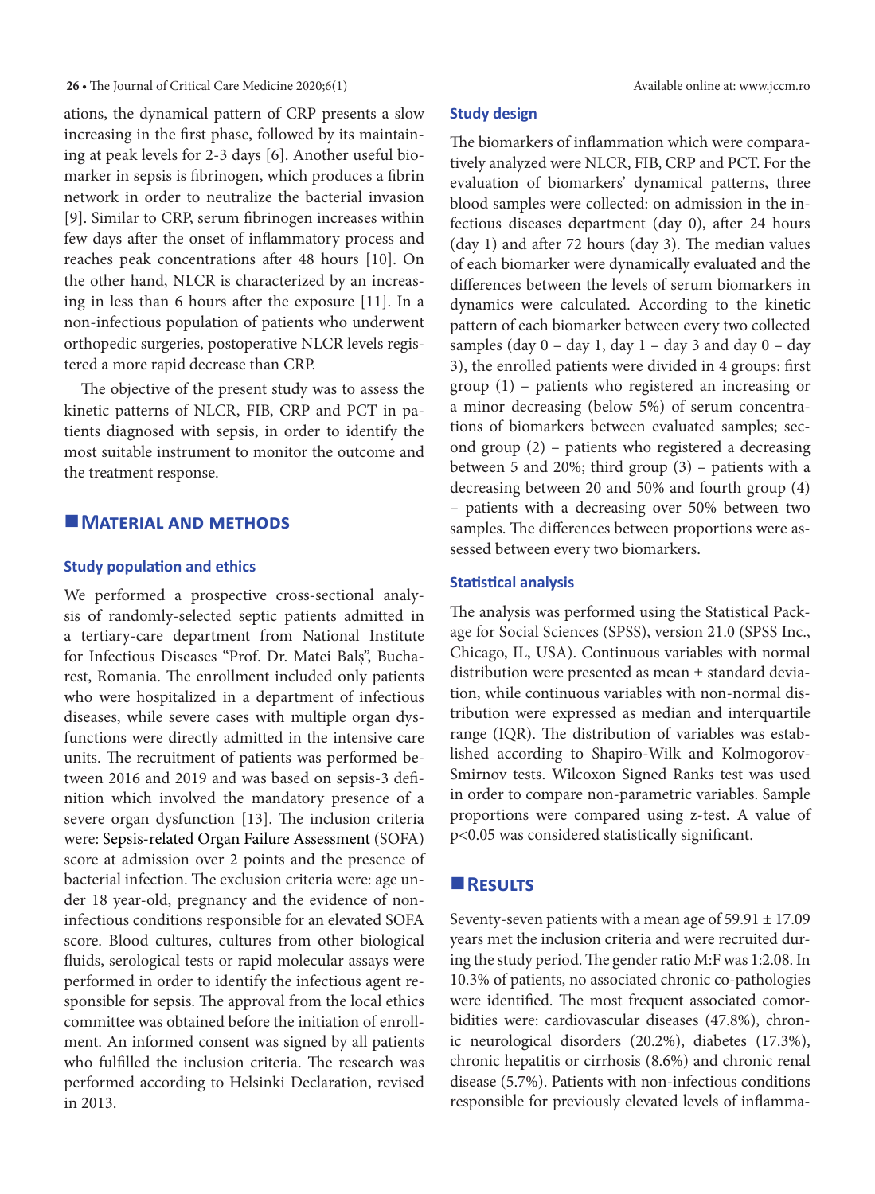ations, the dynamical pattern of CRP presents a slow increasing in the first phase, followed by its maintaining at peak levels for 2-3 days [6]. Another useful biomarker in sepsis is fibrinogen, which produces a fibrin network in order to neutralize the bacterial invasion [9]. Similar to CRP, serum fibrinogen increases within few days after the onset of inflammatory process and reaches peak concentrations after 48 hours [10]. On the other hand, NLCR is characterized by an increasing in less than 6 hours after the exposure [11]. In a non-infectious population of patients who underwent orthopedic surgeries, postoperative NLCR levels registered a more rapid decrease than CRP.

The objective of the present study was to assess the kinetic patterns of NLCR, FIB, CRP and PCT in patients diagnosed with sepsis, in order to identify the most suitable instrument to monitor the outcome and the treatment response.

## Material and Methods

### Study population and ethics

We performed a prospective cross-sectional analysis of randomly-selected septic patients admitted in a tertiary-care department from National Institute for Infectious Diseases "Prof. Dr. Matei Balş", Bucharest, Romania. The enrollment included only patients who were hospitalized in a department of infectious diseases, while severe cases with multiple organ dysfunctions were directly admitted in the intensive care units. The recruitment of patients was performed between 2016 and 2019 and was based on sepsis-3 definition which involved the mandatory presence of a severe organ dysfunction [13]. The inclusion criteria were: Sepsis-related Organ Failure Assessment (SOFA) score at admission over 2 points and the presence of bacterial infection. The exclusion criteria were: age under 18 year-old, pregnancy and the evidence of non-infectious conditions responsible for an elevated SOFA score. Blood cultures, cultures from other biological fluids, serological tests or rapid molecular assays were performed in order to identify the infectious agent responsible for sepsis. The approval from the local ethics committee was obtained before the initiation of enrollment. An informed consent was signed by all patients who fulfilled the inclusion criteria. The research was performed according to Helsinki Declaration, revised in 2013.

### Study design

The biomarkers of inflammation which were comparatively analyzed were NLCR, FIB, CRP and PCT. For the evaluation of biomarkers' dynamical patterns, three blood samples were collected: on admission in the infectious diseases department (day 0), after 24 hours (day 1) and after 72 hours (day 3). The median values of each biomarker were dynamically evaluated and the differences between the levels of serum biomarkers in dynamics were calculated. According to the kinetic pattern of each biomarker between every two collected samples (day 0 – day 1, day 1 – day 3 and day 0 – day 3), the enrolled patients were divided in 4 groups: first group (1) – patients who registered an increasing or a minor decreasing (below 5%) of serum concentrations of biomarkers between evaluated samples; second group (2) – patients who registered a decreasing between 5 and 20%; third group (3) – patients with a decreasing between 20 and 50% and fourth group (4) – patients with a decreasing over 50% between two samples. The differences between proportions were assessed between every two biomarkers.

### Statistical analysis

The analysis was performed using the Statistical Package for Social Sciences (SPSS), version 21.0 (SPSS Inc., Chicago, IL, USA). Continuous variables with normal distribution were presented as mean ± standard deviation, while continuous variables with non-normal distribution were expressed as median and interquartile range (IQR). The distribution of variables was established according to Shapiro-Wilk and Kolmogorov-Smirnov tests. Wilcoxon Signed Ranks test was used in order to compare non-parametric variables. Sample proportions were compared using z-test. A value of $p<0.05$ was considered statistically significant.

## Results

Seventy-seven patients with a mean age of 59.91 ± 17.09 years met the inclusion criteria and were recruited during the study period. The gender ratio M:F was 1:2.08. In 10.3% of patients, no associated chronic co-pathologies were identified. The most frequent associated comorbidities were: cardiovascular diseases (47.8%), chronic neurological disorders (20.2%), diabetes (17.3%), chronic hepatitis or cirrhosis (8.6%) and chronic renal disease (5.7%). Patients with non-infectious conditions responsible for previously elevated levels of inflamma-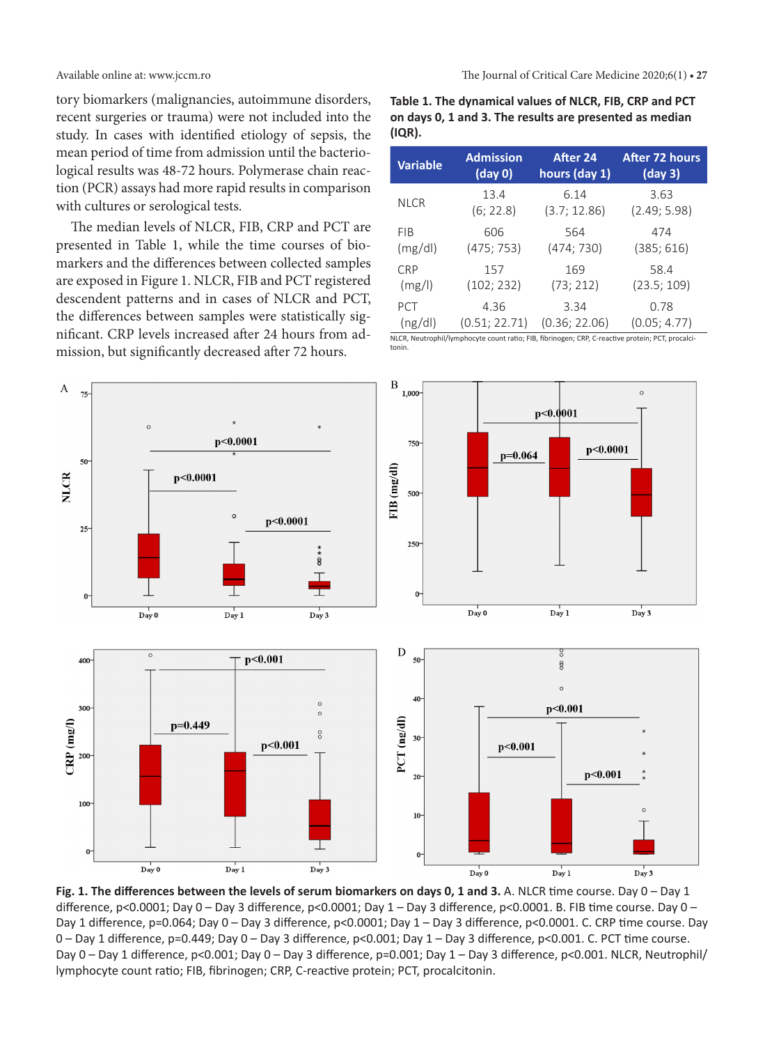tory biomarkers (malignancies, autoimmune disorders, recent surgeries or trauma) were not included into the study. In cases with identified etiology of sepsis, the mean period of time from admission until the bacteriological results was 48-72 hours. Polymerase chain reaction (PCR) assays had more rapid results in comparison with cultures or serological tests.

The median levels of NLCR, FIB, CRP and PCT are presented in Table 1, while the time courses of biomarkers and the differences between collected samples are exposed in Figure 1. NLCR, FIB and PCT registered descendent patterns and in cases of NLCR and PCT, the differences between samples were statistically significant. CRP levels increased after 24 hours from admission, but significantly decreased after 72 hours.

**Table 1. The dynamical values of NLCR, FIB, CRP and PCT on days 0, 1 and 3. The results are presented as median (IQR).**

| Variable | Admission (day 0) | After 24 hours (day 1) | After 72 hours (day 3) |
|---|---|---|---|
| NLCR | 13.4 (6; 22.8) | 6.14 (3.7; 12.86) | 3.63 (2.49; 5.98) |
| FIB (mg/dl) | 606 (475; 753) | 564 (474; 730) | 474 (385; 616) |
| CRP (mg/l) | 157 (102; 232) | 169 (73; 212) | 58.4 (23.5; 109) |
| PCT (ng/dl) | 4.36 (0.51; 22.71) | 3.34 (0.36; 22.06) | 0.78 (0.05; 4.77) |

NLCR, Neutrophil/lymphocyte count ratio; FIB, fibrinogen; CRP, C-reactive protein; PCT, procalcitonin.

**Fig. 1. The differences between the levels of serum biomarkers on days 0, 1 and 3.** A. NLCR time course. Day 0 – Day 1 difference, p<0.0001; Day 0 – Day 3 difference, p<0.0001; Day 1 – Day 3 difference, p<0.0001. B. FIB time course. Day 0 – Day 1 difference, p=0.064; Day 0 – Day 3 difference, p<0.0001; Day 1 – Day 3 difference, p<0.0001. C. CRP time course. Day 0 – Day 1 difference, p=0.449; Day 0 – Day 3 difference, p<0.001; Day 1 – Day 3 difference, p<0.001. C. PCT time course. Day 0 – Day 1 difference, p<0.001; Day 0 – Day 3 difference, p=0.001; Day 1 – Day 3 difference, p<0.001. NLCR, Neutrophil/lymphocyte count ratio; FIB, fibrinogen; CRP, C-reactive protein; PCT, procalcitonin.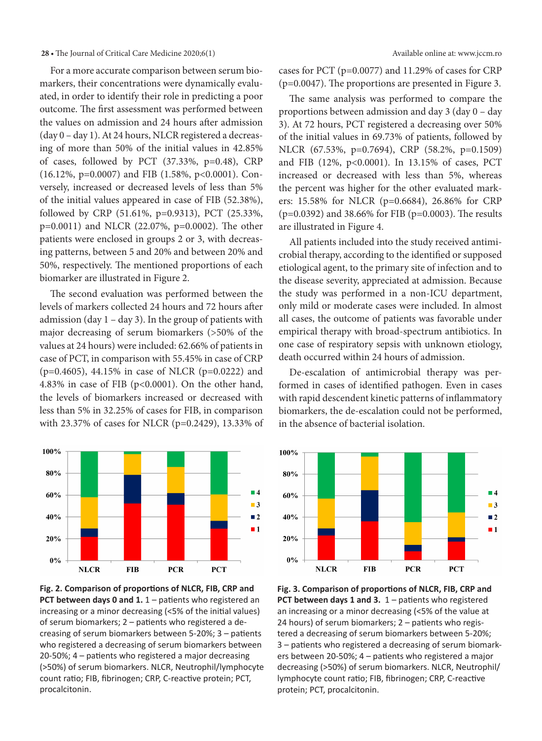For a more accurate comparison between serum biomarkers, their concentrations were dynamically evaluated, in order to identify their role in predicting a poor outcome. The first assessment was performed between the values on admission and 24 hours after admission (day 0 – day 1). At 24 hours, NLCR registered a decreasing of more than 50% of the initial values in 42.85% of cases, followed by PCT (37.33%, p=0.48), CRP (16.12%, p=0.0007) and FIB (1.58%, p<0.0001). Conversely, increased or decreased levels of less than 5% of the initial values appeared in case of FIB (52.38%), followed by CRP (51.61%, p=0.9313), PCT (25.33%, p=0.0011) and NLCR (22.07%, p=0.0002). The other patients were enclosed in groups 2 or 3, with decreasing patterns, between 5 and 20% and between 20% and 50%, respectively. The mentioned proportions of each biomarker are illustrated in Figure 2.

The second evaluation was performed between the levels of markers collected 24 hours and 72 hours after admission (day 1 – day 3). In the group of patients with major decreasing of serum biomarkers (>50% of the values at 24 hours) were included: 62.66% of patients in case of PCT, in comparison with 55.45% in case of CRP (p=0.4605), 44.15% in case of NLCR (p=0.0222) and 4.83% in case of FIB (p<0.0001). On the other hand, the levels of biomarkers increased or decreased with less than 5% in 32.25% of cases for FIB, in comparison with 23.37% of cases for NLCR (p=0.2429), 13.33% of cases for PCT (p=0.0077) and 11.29% of cases for CRP (p=0.0047). The proportions are presented in Figure 3.

The same analysis was performed to compare the proportions between admission and day 3 (day 0 – day 3). At 72 hours, PCT registered a decreasing over 50% of the initial values in 69.73% of patients, followed by NLCR (67.53%, p=0.7694), CRP (58.2%, p=0.1509) and FIB (12%, p<0.0001). In 13.15% of cases, PCT increased or decreased with less than 5%, whereas the percent was higher for the other evaluated markers: 15.58% for NLCR (p=0.6684), 26.86% for CRP (p=0.0392) and 38.66% for FIB (p=0.0003). The results are illustrated in Figure 4.

All patients included into the study received antimicrobial therapy, according to the identified or supposed etiological agent, to the primary site of infection and to the disease severity, appreciated at admission. Because the study was performed in a non-ICU department, only mild or moderate cases were included. In almost all cases, the outcome of patients was favorable under empirical therapy with broad-spectrum antibiotics. In one case of respiratory sepsis with unknown etiology, death occurred within 24 hours of admission.

De-escalation of antimicrobial therapy was performed in cases of identified pathogen. Even in cases with rapid descendent kinetic patterns of inflammatory biomarkers, the de-escalation could not be performed, in the absence of bacterial isolation.

**Fig. 2. Comparison of proportions of NLCR, FIB, CRP and PCT between days 0 and 1.** 1 – patients who registered an increasing or a minor decreasing (<5% of the initial values) of serum biomarkers; 2 – patients who registered a decreasing of serum biomarkers between 5-20%; 3 – patients who registered a decreasing of serum biomarkers between 20-50%; 4 – patients who registered a major decreasing (>50%) of serum biomarkers. NLCR, Neutrophil/lymphocyte count ratio; FIB, fibrinogen; CRP, C-reactive protein; PCT, procalcitonin.

**Fig. 3. Comparison of proportions of NLCR, FIB, CRP and PCT between days 1 and 3.** 1 – patients who registered an increasing or a minor decreasing (<5% of the value at 24 hours) of serum biomarkers; 2 – patients who registered a decreasing of serum biomarkers between 5-20%; 3 – patients who registered a decreasing of serum biomarkers between 20-50%; 4 – patients who registered a major decreasing (>50%) of serum biomarkers. NLCR, Neutrophil/lymphocyte count ratio; FIB, fibrinogen; CRP, C-reactive protein; PCT, procalcitonin.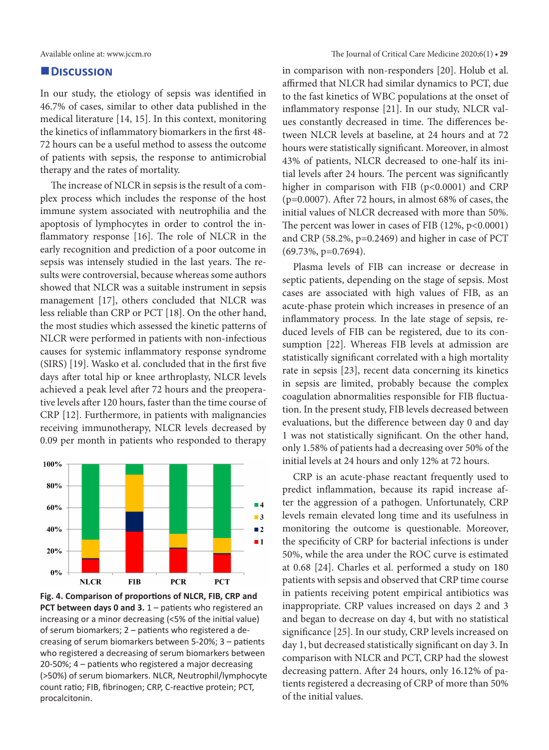## Discussion

In our study, the etiology of sepsis was identified in 46.7% of cases, similar to other data published in the medical literature [14, 15]. In this context, monitoring the kinetics of inflammatory biomarkers in the first 48-72 hours can be a useful method to assess the outcome of patients with sepsis, the response to antimicrobial therapy and the rates of mortality.

The increase of NLCR in sepsis is the result of a complex process which includes the response of the host immune system associated with neutrophilia and the apoptosis of lymphocytes in order to control the inflammatory response [16]. The role of NLCR in the early recognition and prediction of a poor outcome in sepsis was intensely studied in the last years. The results were controversial, because whereas some authors showed that NLCR was a suitable instrument in sepsis management [17], others concluded that NLCR was less reliable than CRP or PCT [18]. On the other hand, the most studies which assessed the kinetic patterns of NLCR were performed in patients with non-infectious causes for systemic inflammatory response syndrome (SIRS) [19]. Wasko et al. concluded that in the first five days after total hip or knee arthroplasty, NLCR levels achieved a peak level after 72 hours and the preoperative levels after 120 hours, faster than the time course of CRP [12]. Furthermore, in patients with malignancies receiving immunotherapy, NLCR levels decreased by 0.09 per month in patients who responded to therapy in comparison with non-responders [20]. Holub et al. affirmed that NLCR had similar dynamics to PCT, due to the fast kinetics of WBC populations at the onset of inflammatory response [21]. In our study, NLCR values constantly decreased in time. The differences between NLCR levels at baseline, at 24 hours and at 72 hours were statistically significant. Moreover, in almost 43% of patients, NLCR decreased to one-half its initial levels after 24 hours. The percent was significantly higher in comparison with FIB ($p<0.0001$) and CRP ($p=0.0007$). After 72 hours, in almost 68% of cases, the initial values of NLCR decreased with more than 50%. The percent was lower in cases of FIB (12%, $p<0.0001$) and CRP (58.2%, $p=0.2469$) and higher in case of PCT (69.73%, $p=0.7694$).

Fig. 4. Comparison of proportions of NLCR, FIB, CRP and PCT between days 0 and 3. 1 – patients who registered an increasing or a minor decreasing (<5% of the initial value) of serum biomarkers; 2 – patients who registered a decreasing of serum biomarkers between 5-20%; 3 – patients who registered a decreasing of serum biomarkers between 20-50%; 4 – patients who registered a major decreasing (>50%) of serum biomarkers. NLCR, Neutrophil/lymphocyte count ratio; FIB, fibrinogen; CRP, C-reactive protein; PCT, procalcitonin.

Plasma levels of FIB can increase or decrease in septic patients, depending on the stage of sepsis. Most cases are associated with high values of FIB, as an acute-phase protein which increases in presence of an inflammatory process. In the late stage of sepsis, reduced levels of FIB can be registered, due to its consumption [22]. Whereas FIB levels at admission are statistically significant correlated with a high mortality rate in sepsis [23], recent data concerning its kinetics in sepsis are limited, probably because the complex coagulation abnormalities responsible for FIB fluctuation. In the present study, FIB levels decreased between evaluations, but the difference between day 0 and day 1 was not statistically significant. On the other hand, only 1.58% of patients had a decreasing over 50% of the initial levels at 24 hours and only 12% at 72 hours.

CRP is an acute-phase reactant frequently used to predict inflammation, because its rapid increase after the aggression of a pathogen. Unfortunately, CRP levels remain elevated long time and its usefulness in monitoring the outcome is questionable. Moreover, the specificity of CRP for bacterial infections is under 50%, while the area under the ROC curve is estimated at 0.68 [24]. Charles et al. performed a study on 180 patients with sepsis and observed that CRP time course in patients receiving potent empirical antibiotics was inappropriate. CRP values increased on days 2 and 3 and began to decrease on day 4, but with no statistical significance [25]. In our study, CRP levels increased on day 1, but decreased statistically significant on day 3. In comparison with NLCR and PCT, CRP had the slowest decreasing pattern. After 24 hours, only 16.12% of patients registered a decreasing of CRP of more than 50% of the initial values.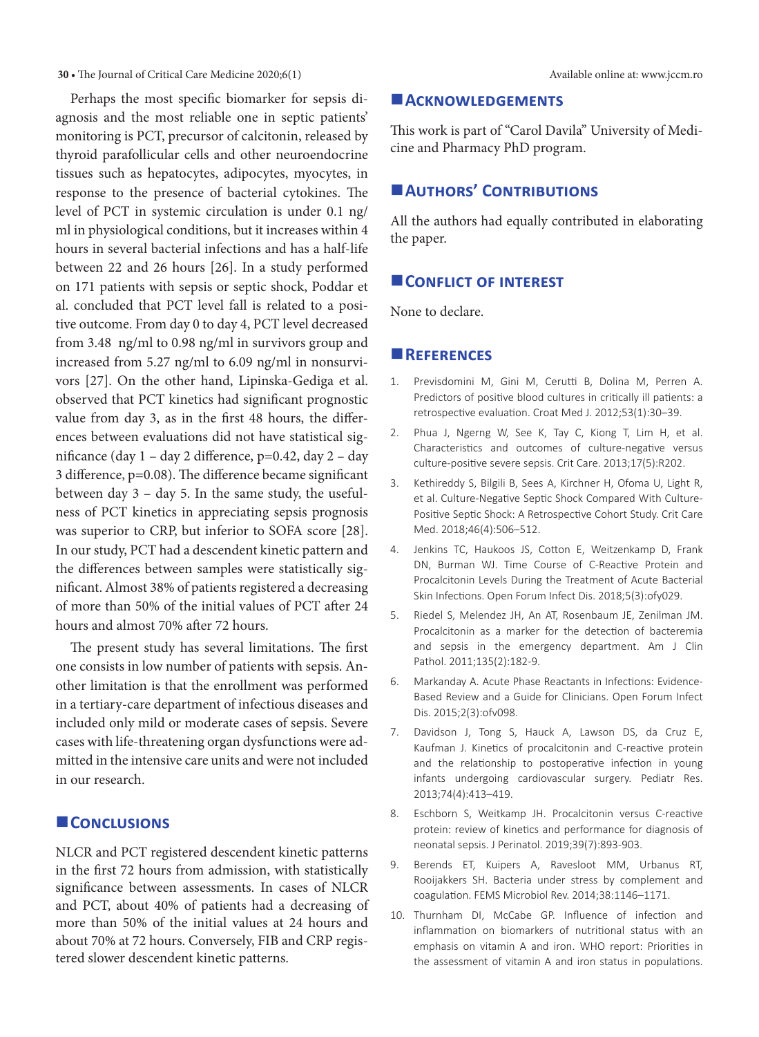Perhaps the most specific biomarker for sepsis diagnosis and the most reliable one in septic patients' monitoring is PCT, precursor of calcitonin, released by thyroid parafollicular cells and other neuroendocrine tissues such as hepatocytes, adipocytes, myocytes, in response to the presence of bacterial cytokines. The level of PCT in systemic circulation is under 0.1 ng/ml in physiological conditions, but it increases within 4 hours in several bacterial infections and has a half-life between 22 and 26 hours [26]. In a study performed on 171 patients with sepsis or septic shock, Poddar et al. concluded that PCT level fall is related to a positive outcome. From day 0 to day 4, PCT level decreased from 3.48 ng/ml to 0.98 ng/ml in survivors group and increased from 5.27 ng/ml to 6.09 ng/ml in nonsurvivors [27]. On the other hand, Lipinska-Gediga et al. observed that PCT kinetics had significant prognostic value from day 3, as in the first 48 hours, the differences between evaluations did not have statistical significance (day 1 – day 2 difference, $p=0.42$, day 2 – day 3 difference, $p=0.08$). The difference became significant between day 3 – day 5. In the same study, the usefulness of PCT kinetics in appreciating sepsis prognosis was superior to CRP, but inferior to SOFA score [28]. In our study, PCT had a descendent kinetic pattern and the differences between samples were statistically significant. Almost 38% of patients registered a decreasing of more than 50% of the initial values of PCT after 24 hours and almost 70% after 72 hours.

The present study has several limitations. The first one consists in low number of patients with sepsis. Another limitation is that the enrollment was performed in a tertiary-care department of infectious diseases and included only mild or moderate cases of sepsis. Severe cases with life-threatening organ dysfunctions were admitted in the intensive care units and were not included in our research.

## Conclusions

NLCR and PCT registered descendent kinetic patterns in the first 72 hours from admission, with statistically significance between assessments. In cases of NLCR and PCT, about 40% of patients had a decreasing of more than 50% of the initial values at 24 hours and about 70% at 72 hours. Conversely, FIB and CRP registered slower descendent kinetic patterns.

## Acknowledgements

This work is part of "Carol Davila" University of Medicine and Pharmacy PhD program.

## Authors' Contributions

All the authors had equally contributed in elaborating the paper.

## Conflict of interest

None to declare.

## References

1. Previsdomini M, Gini M, Cerutti B, Dolina M, Perren A. Predictors of positive blood cultures in critically ill patients: a retrospective evaluation. Croat Med J. 2012;53(1):30–39.
2. Phua J, Ngerng W, See K, Tay C, Kiong T, Lim H, et al. Characteristics and outcomes of culture-negative versus culture-positive severe sepsis. Crit Care. 2013;17(5):R202.
3. Kethireddy S, Bilgili B, Sees A, Kirchner H, Ofoma U, Light R, et al. Culture-Negative Septic Shock Compared With Culture-Positive Septic Shock: A Retrospective Cohort Study. Crit Care Med. 2018;46(4):506–512.
4. Jenkins TC, Haukoos JS, Cotton E, Weitzenkamp D, Frank DN, Burman WJ. Time Course of C-Reactive Protein and Procalcitonin Levels During the Treatment of Acute Bacterial Skin Infections. Open Forum Infect Dis. 2018;5(3):ofy029.
5. Riedel S, Melendez JH, An AT, Rosenbaum JE, Zenilman JM. Procalcitonin as a marker for the detection of bacteremia and sepsis in the emergency department. Am J Clin Pathol. 2011;135(2):182-9.
6. Markanday A. Acute Phase Reactants in Infections: Evidence-Based Review and a Guide for Clinicians. Open Forum Infect Dis. 2015;2(3):ofv098.
7. Davidson J, Tong S, Hauck A, Lawson DS, da Cruz E, Kaufman J. Kinetics of procalcitonin and C-reactive protein and the relationship to postoperative infection in young infants undergoing cardiovascular surgery. Pediatr Res. 2013;74(4):413–419.
8. Eschborn S, Weitkamp JH. Procalcitonin versus C-reactive protein: review of kinetics and performance for diagnosis of neonatal sepsis. J Perinatol. 2019;39(7):893-903.
9. Berends ET, Kuipers A, Ravesloot MM, Urbanus RT, Rooijakkers SH. Bacteria under stress by complement and coagulation. FEMS Microbiol Rev. 2014;38:1146–1171.
10. Thurnham DI, McCabe GP. Influence of infection and inflammation on biomarkers of nutritional status with an emphasis on vitamin A and iron. WHO report: Priorities in the assessment of vitamin A and iron status in populations.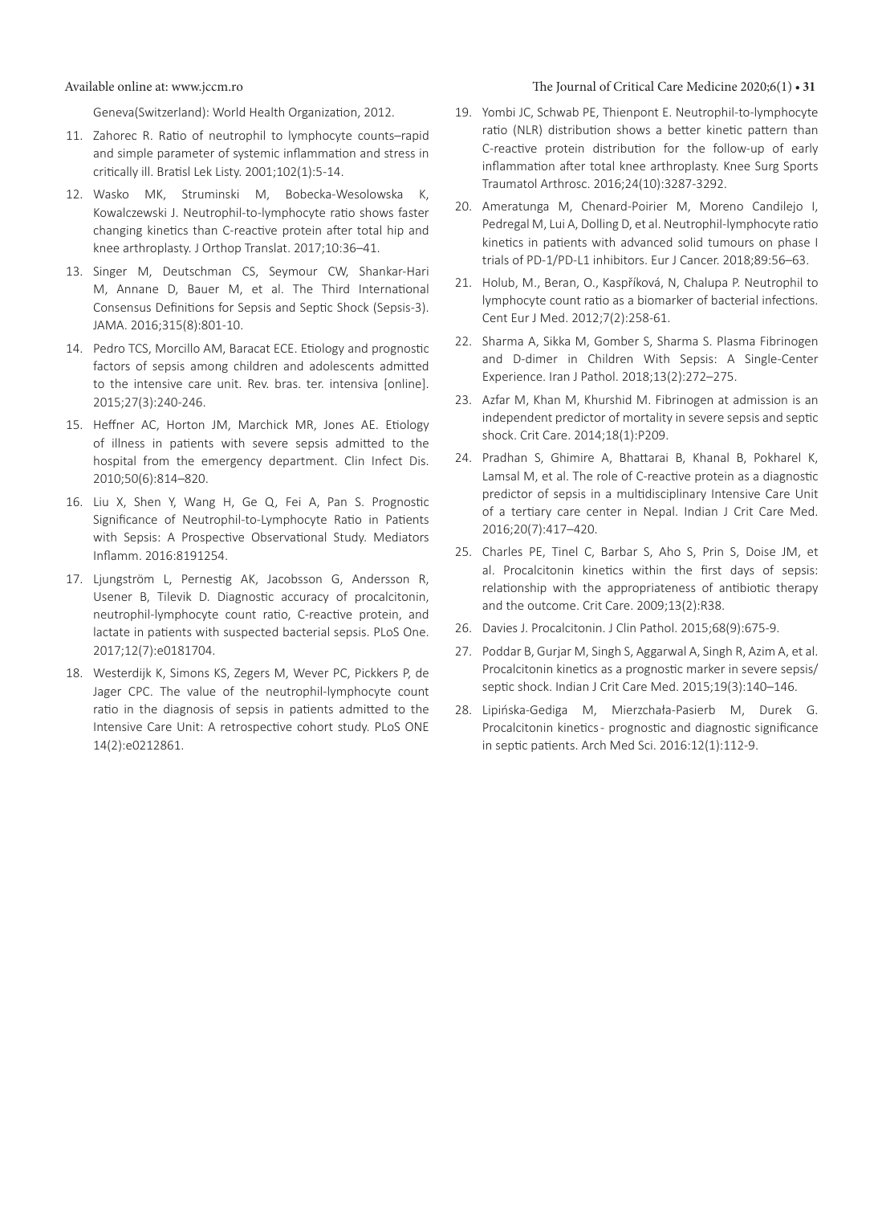Geneva(Switzerland): World Health Organization, 2012.

11. Zahorec R. Ratio of neutrophil to lymphocyte counts–rapid and simple parameter of systemic inflammation and stress in critically ill. Bratisl Lek Listy. 2001;102(1):5-14.
12. Wasko MK, Struminski M, Bobecka-Wesolowska K, Kowalczewski J. Neutrophil-to-lymphocyte ratio shows faster changing kinetics than C-reactive protein after total hip and knee arthroplasty. J Orthop Translat. 2017;10:36–41.
13. Singer M, Deutschman CS, Seymour CW, Shankar-Hari M, Annane D, Bauer M, et al. The Third International Consensus Definitions for Sepsis and Septic Shock (Sepsis-3). JAMA. 2016;315(8):801-10.
14. Pedro TCS, Morcillo AM, Baracat ECE. Etiology and prognostic factors of sepsis among children and adolescents admitted to the intensive care unit. Rev. bras. ter. intensiva [online]. 2015;27(3):240-246.
15. Heffner AC, Horton JM, Marchick MR, Jones AE. Etiology of illness in patients with severe sepsis admitted to the hospital from the emergency department. Clin Infect Dis. 2010;50(6):814–820.
16. Liu X, Shen Y, Wang H, Ge Q, Fei A, Pan S. Prognostic Significance of Neutrophil-to-Lymphocyte Ratio in Patients with Sepsis: A Prospective Observational Study. Mediators Inflamm. 2016:8191254.
17. Ljungström L, Pernestig AK, Jacobsson G, Andersson R, Usener B, Tilevik D. Diagnostic accuracy of procalcitonin, neutrophil-lymphocyte count ratio, C-reactive protein, and lactate in patients with suspected bacterial sepsis. PLoS One. 2017;12(7):e0181704.
18. Westerdijk K, Simons KS, Zegers M, Wever PC, Pickkers P, de Jager CPC. The value of the neutrophil-lymphocyte count ratio in the diagnosis of sepsis in patients admitted to the Intensive Care Unit: A retrospective cohort study. PLoS ONE 14(2):e0212861.
19. Yombi JC, Schwab PE, Thienpont E. Neutrophil-to-lymphocyte ratio (NLR) distribution shows a better kinetic pattern than C-reactive protein distribution for the follow-up of early inflammation after total knee arthroplasty. Knee Surg Sports Traumatol Arthrosc. 2016;24(10):3287-3292.
20. Ameratunga M, Chenard-Poirier M, Moreno Candilejo I, Pedregal M, Lui A, Dolling D, et al. Neutrophil-lymphocyte ratio kinetics in patients with advanced solid tumours on phase I trials of PD-1/PD-L1 inhibitors. Eur J Cancer. 2018;89:56–63.
21. Holub, M., Beran, O., Kaspříková, N, Chalupa P. Neutrophil to lymphocyte count ratio as a biomarker of bacterial infections. Cent Eur J Med. 2012;7(2):258-61.
22. Sharma A, Sikka M, Gomber S, Sharma S. Plasma Fibrinogen and D-dimer in Children With Sepsis: A Single-Center Experience. Iran J Pathol. 2018;13(2):272–275.
23. Azfar M, Khan M, Khurshid M. Fibrinogen at admission is an independent predictor of mortality in severe sepsis and septic shock. Crit Care. 2014;18(1):P209.
24. Pradhan S, Ghimire A, Bhattarai B, Khanal B, Pokharel K, Lamsal M, et al. The role of C-reactive protein as a diagnostic predictor of sepsis in a multidisciplinary Intensive Care Unit of a tertiary care center in Nepal. Indian J Crit Care Med. 2016;20(7):417–420.
25. Charles PE, Tinel C, Barbar S, Aho S, Prin S, Doise JM, et al. Procalcitonin kinetics within the first days of sepsis: relationship with the appropriateness of antibiotic therapy and the outcome. Crit Care. 2009;13(2):R38.
26. Davies J. Procalcitonin. J Clin Pathol. 2015;68(9):675-9.
27. Poddar B, Gurjar M, Singh S, Aggarwal A, Singh R, Azim A, et al. Procalcitonin kinetics as a prognostic marker in severe sepsis/ septic shock. Indian J Crit Care Med. 2015;19(3):140–146.
28. Lipińska-Gediga M, Mierzchała-Pasierb M, Durek G. Procalcitonin kinetics - prognostic and diagnostic significance in septic patients. Arch Med Sci. 2016:12(1):112-9.